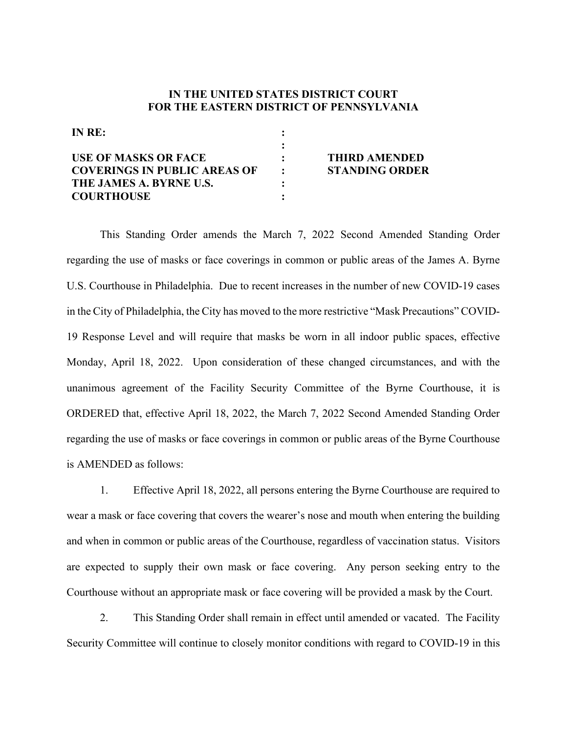**IN THE UNITED STATES DISTRICT COURT**
**FOR THE EASTERN DISTRICT OF PENNSYLVANIA**

| | | |
|---|---|---|
| **IN RE:** | : | |
| | : | |
| **USE OF MASKS OR FACE COVERINGS IN PUBLIC AREAS OF THE JAMES A. BYRNE U.S. COURTHOUSE** | : | **THIRD AMENDED STANDING ORDER** |

This Standing Order amends the March 7, 2022 Second Amended Standing Order regarding the use of masks or face coverings in common or public areas of the James A. Byrne U.S. Courthouse in Philadelphia. Due to recent increases in the number of new COVID-19 cases in the City of Philadelphia, the City has moved to the more restrictive "Mask Precautions" COVID-19 Response Level and will require that masks be worn in all indoor public spaces, effective Monday, April 18, 2022. Upon consideration of these changed circumstances, and with the unanimous agreement of the Facility Security Committee of the Byrne Courthouse, it is ORDERED that, effective April 18, 2022, the March 7, 2022 Second Amended Standing Order regarding the use of masks or face coverings in common or public areas of the Byrne Courthouse is AMENDED as follows:

1. Effective April 18, 2022, all persons entering the Byrne Courthouse are required to wear a mask or face covering that covers the wearer's nose and mouth when entering the building and when in common or public areas of the Courthouse, regardless of vaccination status. Visitors are expected to supply their own mask or face covering. Any person seeking entry to the Courthouse without an appropriate mask or face covering will be provided a mask by the Court.

2. This Standing Order shall remain in effect until amended or vacated. The Facility Security Committee will continue to closely monitor conditions with regard to COVID-19 in this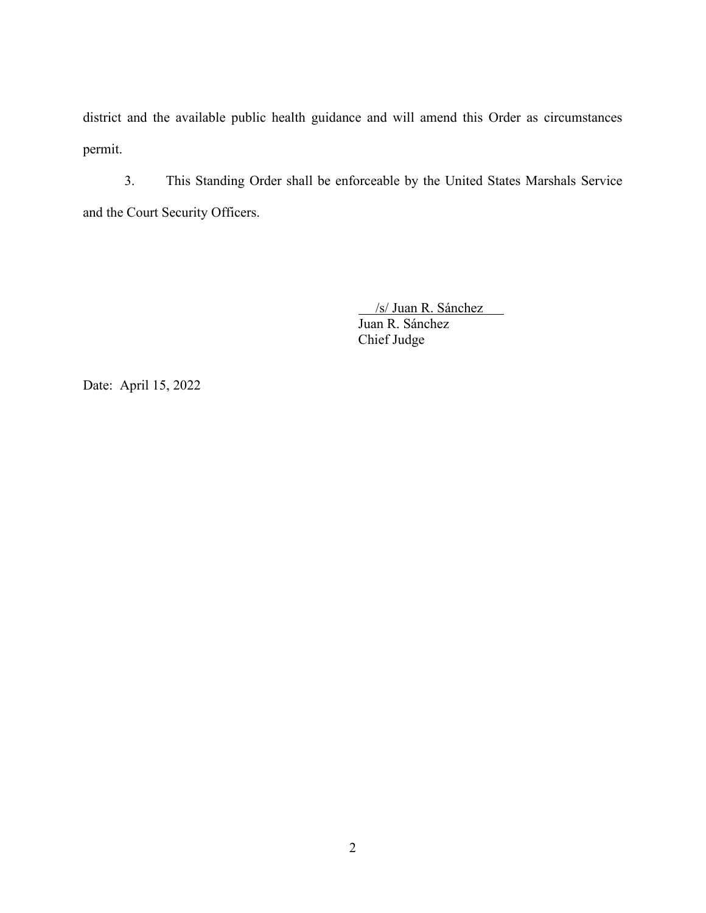district and the available public health guidance and will amend this Order as circumstances permit.

3. This Standing Order shall be enforceable by the United States Marshals Service and the Court Security Officers.

/s/ Juan R. Sánchez
Juan R. Sánchez
Chief Judge

Date: April 15, 2022